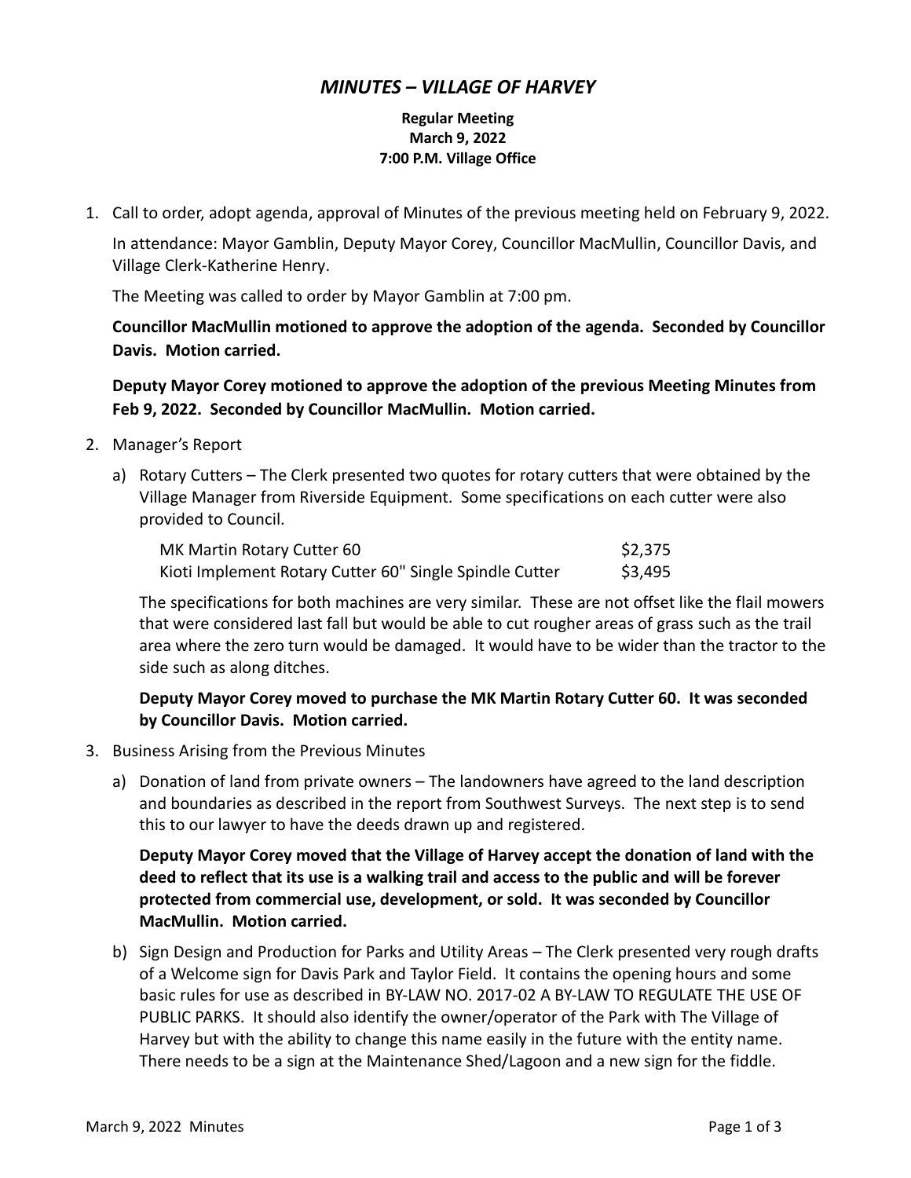# *MINUTES – VILLAGE OF HARVEY*

**Regular Meeting**
**March 9, 2022**
**7:00 P.M. Village Office**

1. Call to order, adopt agenda, approval of Minutes of the previous meeting held on February 9, 2022.

   In attendance: Mayor Gamblin, Deputy Mayor Corey, Councillor MacMullin, Councillor Davis, and Village Clerk-Katherine Henry.

   The Meeting was called to order by Mayor Gamblin at 7:00 pm.

   **Councillor MacMullin motioned to approve the adoption of the agenda. Seconded by Councillor Davis. Motion carried.**

   **Deputy Mayor Corey motioned to approve the adoption of the previous Meeting Minutes from Feb 9, 2022. Seconded by Councillor MacMullin. Motion carried.**

2. Manager's Report

   a) Rotary Cutters – The Clerk presented two quotes for rotary cutters that were obtained by the Village Manager from Riverside Equipment. Some specifications on each cutter were also provided to Council.

   | | |
   |---|---|
   | MK Martin Rotary Cutter 60 | $2,375 |
   | Kioti Implement Rotary Cutter 60" Single Spindle Cutter | $3,495 |

   The specifications for both machines are very similar. These are not offset like the flail mowers that were considered last fall but would be able to cut rougher areas of grass such as the trail area where the zero turn would be damaged. It would have to be wider than the tractor to the side such as along ditches.

   **Deputy Mayor Corey moved to purchase the MK Martin Rotary Cutter 60. It was seconded by Councillor Davis. Motion carried.**

3. Business Arising from the Previous Minutes

   a) Donation of land from private owners – The landowners have agreed to the land description and boundaries as described in the report from Southwest Surveys. The next step is to send this to our lawyer to have the deeds drawn up and registered.

   **Deputy Mayor Corey moved that the Village of Harvey accept the donation of land with the deed to reflect that its use is a walking trail and access to the public and will be forever protected from commercial use, development, or sold. It was seconded by Councillor MacMullin. Motion carried.**

   b) Sign Design and Production for Parks and Utility Areas – The Clerk presented very rough drafts of a Welcome sign for Davis Park and Taylor Field. It contains the opening hours and some basic rules for use as described in BY-LAW NO. 2017-02 A BY-LAW TO REGULATE THE USE OF PUBLIC PARKS. It should also identify the owner/operator of the Park with The Village of Harvey but with the ability to change this name easily in the future with the entity name. There needs to be a sign at the Maintenance Shed/Lagoon and a new sign for the fiddle.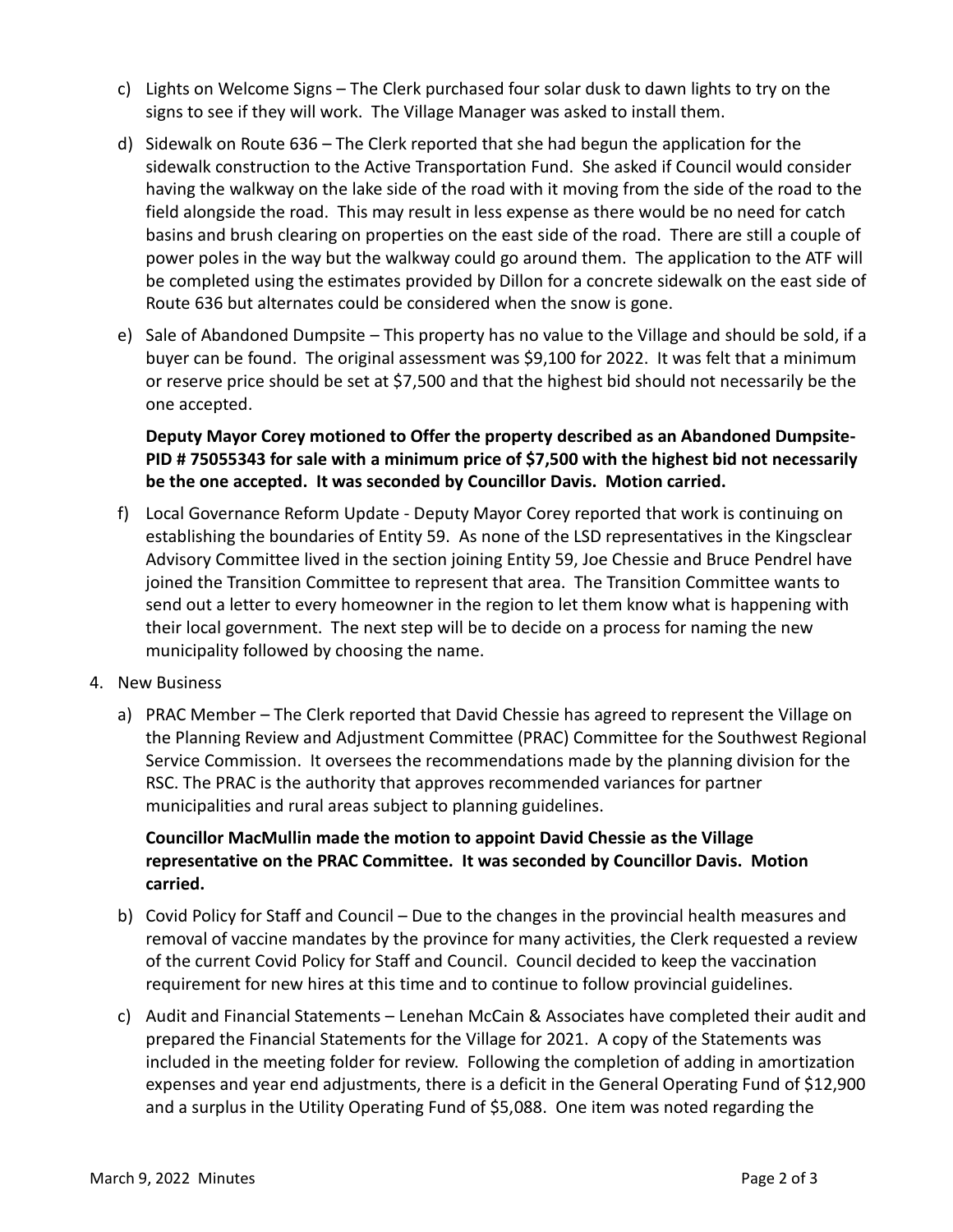c) Lights on Welcome Signs – The Clerk purchased four solar dusk to dawn lights to try on the signs to see if they will work. The Village Manager was asked to install them.

d) Sidewalk on Route 636 – The Clerk reported that she had begun the application for the sidewalk construction to the Active Transportation Fund. She asked if Council would consider having the walkway on the lake side of the road with it moving from the side of the road to the field alongside the road. This may result in less expense as there would be no need for catch basins and brush clearing on properties on the east side of the road. There are still a couple of power poles in the way but the walkway could go around them. The application to the ATF will be completed using the estimates provided by Dillon for a concrete sidewalk on the east side of Route 636 but alternates could be considered when the snow is gone.

e) Sale of Abandoned Dumpsite – This property has no value to the Village and should be sold, if a buyer can be found. The original assessment was $9,100 for 2022. It was felt that a minimum or reserve price should be set at $7,500 and that the highest bid should not necessarily be the one accepted.

   **Deputy Mayor Corey motioned to Offer the property described as an Abandoned Dumpsite-PID # 75055343 for sale with a minimum price of $7,500 with the highest bid not necessarily be the one accepted. It was seconded by Councillor Davis. Motion carried.**

f) Local Governance Reform Update - Deputy Mayor Corey reported that work is continuing on establishing the boundaries of Entity 59. As none of the LSD representatives in the Kingsclear Advisory Committee lived in the section joining Entity 59, Joe Chessie and Bruce Pendrel have joined the Transition Committee to represent that area. The Transition Committee wants to send out a letter to every homeowner in the region to let them know what is happening with their local government. The next step will be to decide on a process for naming the new municipality followed by choosing the name.

4. New Business

   a) PRAC Member – The Clerk reported that David Chessie has agreed to represent the Village on the Planning Review and Adjustment Committee (PRAC) Committee for the Southwest Regional Service Commission. It oversees the recommendations made by the planning division for the RSC. The PRAC is the authority that approves recommended variances for partner municipalities and rural areas subject to planning guidelines.

   **Councillor MacMullin made the motion to appoint David Chessie as the Village representative on the PRAC Committee. It was seconded by Councillor Davis. Motion carried.**

   b) Covid Policy for Staff and Council – Due to the changes in the provincial health measures and removal of vaccine mandates by the province for many activities, the Clerk requested a review of the current Covid Policy for Staff and Council. Council decided to keep the vaccination requirement for new hires at this time and to continue to follow provincial guidelines.

   c) Audit and Financial Statements – Lenehan McCain & Associates have completed their audit and prepared the Financial Statements for the Village for 2021. A copy of the Statements was included in the meeting folder for review. Following the completion of adding in amortization expenses and year end adjustments, there is a deficit in the General Operating Fund of $12,900 and a surplus in the Utility Operating Fund of $5,088. One item was noted regarding the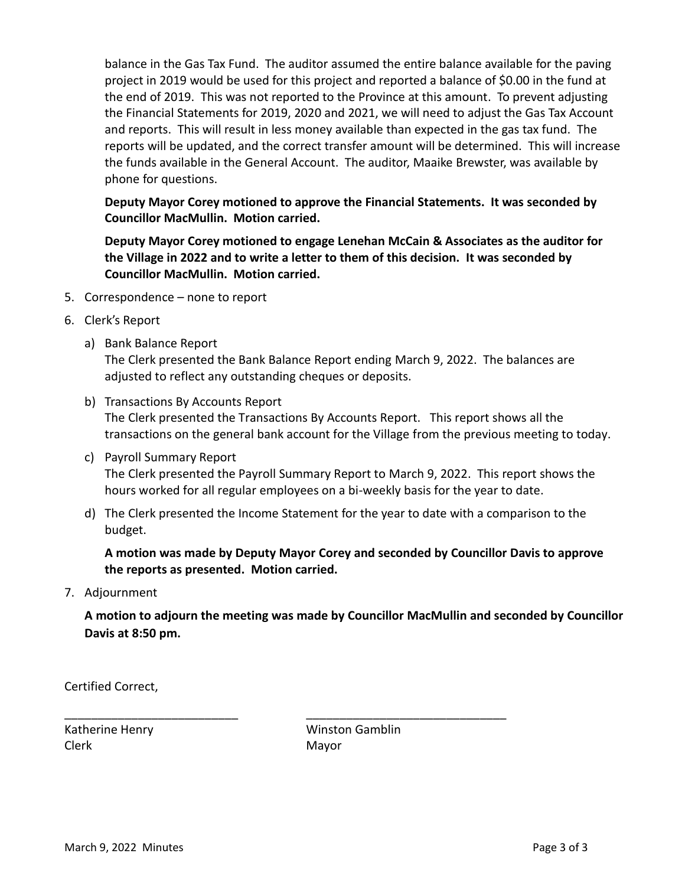balance in the Gas Tax Fund. The auditor assumed the entire balance available for the paving project in 2019 would be used for this project and reported a balance of $0.00 in the fund at the end of 2019. This was not reported to the Province at this amount. To prevent adjusting the Financial Statements for 2019, 2020 and 2021, we will need to adjust the Gas Tax Account and reports. This will result in less money available than expected in the gas tax fund. The reports will be updated, and the correct transfer amount will be determined. This will increase the funds available in the General Account. The auditor, Maaike Brewster, was available by phone for questions.

**Deputy Mayor Corey motioned to approve the Financial Statements. It was seconded by Councillor MacMullin. Motion carried.**

**Deputy Mayor Corey motioned to engage Lenehan McCain & Associates as the auditor for the Village in 2022 and to write a letter to them of this decision. It was seconded by Councillor MacMullin. Motion carried.**

5. Correspondence – none to report
6. Clerk's Report
   a) Bank Balance Report
      The Clerk presented the Bank Balance Report ending March 9, 2022. The balances are adjusted to reflect any outstanding cheques or deposits.
   b) Transactions By Accounts Report
      The Clerk presented the Transactions By Accounts Report. This report shows all the transactions on the general bank account for the Village from the previous meeting to today.
   c) Payroll Summary Report
      The Clerk presented the Payroll Summary Report to March 9, 2022. This report shows the hours worked for all regular employees on a bi-weekly basis for the year to date.
   d) The Clerk presented the Income Statement for the year to date with a comparison to the budget.

   **A motion was made by Deputy Mayor Corey and seconded by Councillor Davis to approve the reports as presented. Motion carried.**

7. Adjournment

   **A motion to adjourn the meeting was made by Councillor MacMullin and seconded by Councillor Davis at 8:50 pm.**

Certified Correct,

___________________________ ___________________________

Katherine Henry
Clerk

Winston Gamblin
Mayor